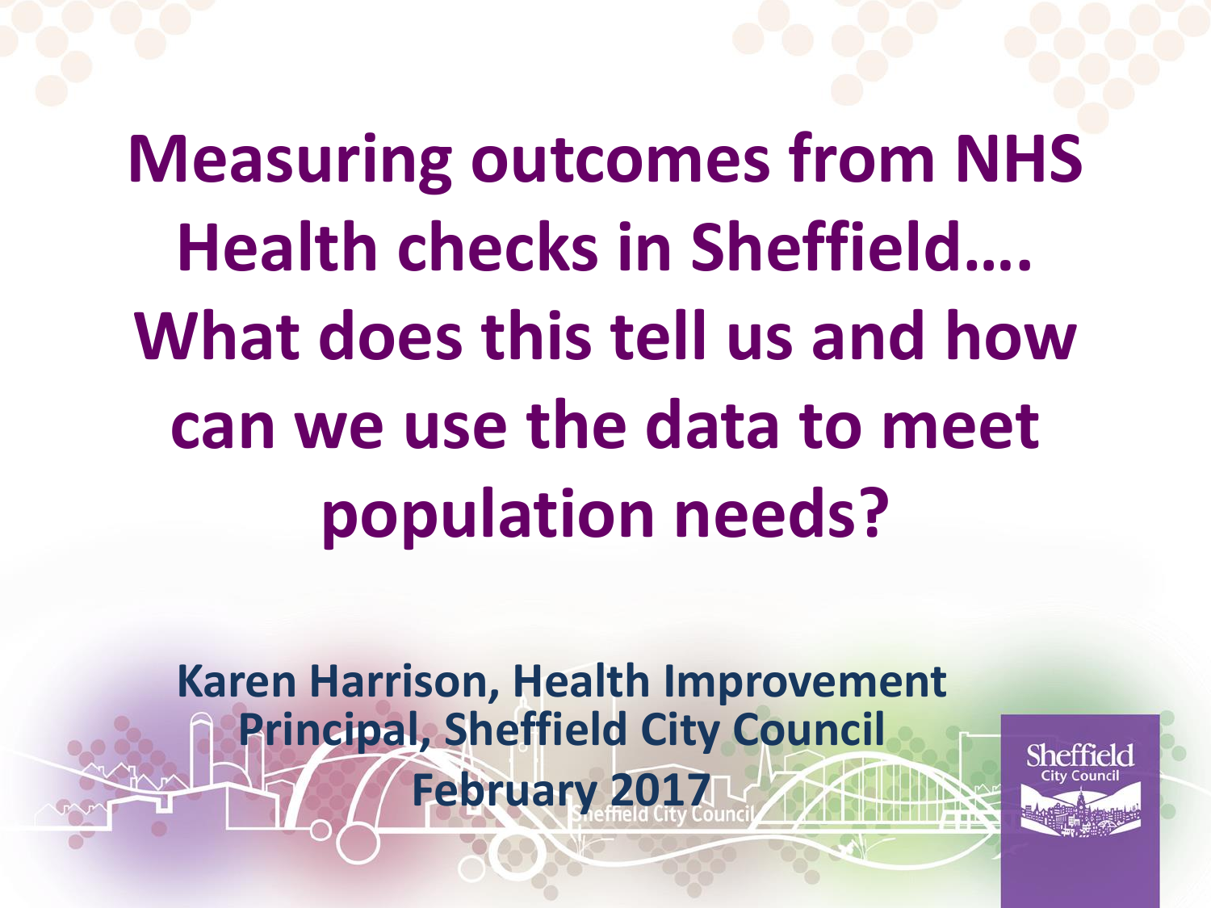# Measuring outcomes from NHS Health checks in Sheffield…. What does this tell us and how can we use the data to meet population needs?

**Karen Harrison, Health Improvement Principal, Sheffield City Council**

**February 2017**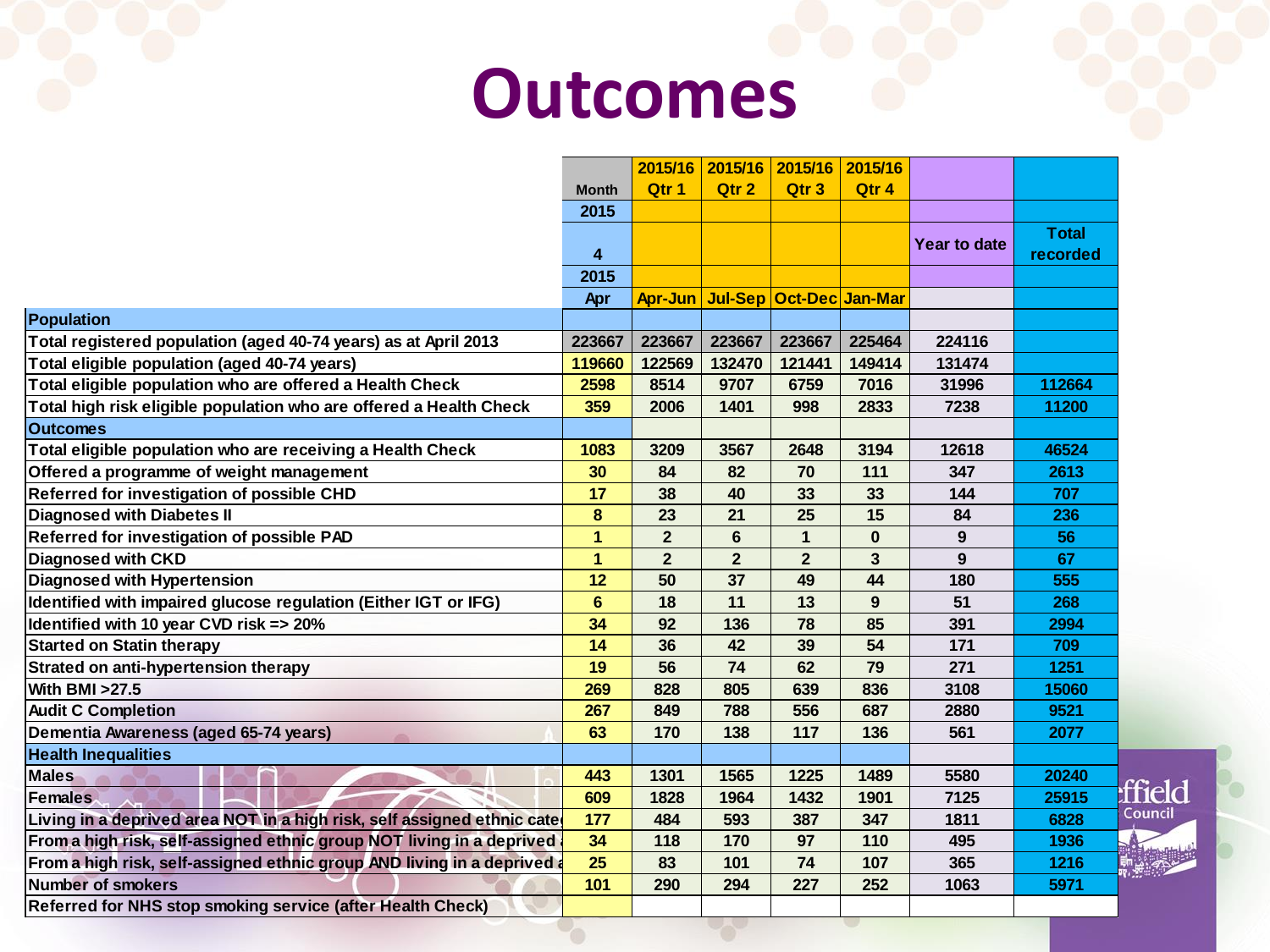# Outcomes

| | Month 2015 4 2015 Apr | 2015/16 Qtr 1 Apr-Jun | 2015/16 Qtr 2 Jul-Sep | 2015/16 Qtr 3 Oct-Dec | 2015/16 Qtr 4 Jan-Mar | Year to date | Total recorded |
|---|---|---|---|---|---|---|---|
| **Population** | | | | | | | |
| Total registered population (aged 40-74 years) as at April 2013 | 223667 | 223667 | 223667 | 223667 | 225464 | 224116 | |
| Total eligible population (aged 40-74 years) | 119660 | 122569 | 132470 | 121441 | 149414 | 131474 | |
| Total eligible population who are offered a Health Check | 2598 | 8514 | 9707 | 6759 | 7016 | 31996 | 112664 |
| Total high risk eligible population who are offered a Health Check | 359 | 2006 | 1401 | 998 | 2833 | 7238 | 11200 |
| **Outcomes** | | | | | | | |
| Total eligible population who are receiving a Health Check | 1083 | 3209 | 3567 | 2648 | 3194 | 12618 | 46524 |
| Offered a programme of weight management | 30 | 84 | 82 | 70 | 111 | 347 | 2613 |
| Referred for investigation of possible CHD | 17 | 38 | 40 | 33 | 33 | 144 | 707 |
| Diagnosed with Diabetes II | 8 | 23 | 21 | 25 | 15 | 84 | 236 |
| Referred for investigation of possible PAD | 1 | 2 | 6 | 1 | 0 | 9 | 56 |
| Diagnosed with CKD | 1 | 2 | 2 | 2 | 3 | 9 | 67 |
| Diagnosed with Hypertension | 12 | 50 | 37 | 49 | 44 | 180 | 555 |
| Identified with impaired glucose regulation (Either IGT or IFG) | 6 | 18 | 11 | 13 | 9 | 51 | 268 |
| Identified with 10 year CVD risk => 20% | 34 | 92 | 136 | 78 | 85 | 391 | 2994 |
| Started on Statin therapy | 14 | 36 | 42 | 39 | 54 | 171 | 709 |
| Strated on anti-hypertension therapy | 19 | 56 | 74 | 62 | 79 | 271 | 1251 |
| With BMI >27.5 | 269 | 828 | 805 | 639 | 836 | 3108 | 15060 |
| Audit C Completion | 267 | 849 | 788 | 556 | 687 | 2880 | 9521 |
| Dementia Awareness (aged 65-74 years) | 63 | 170 | 138 | 117 | 136 | 561 | 2077 |
| **Health Inequalities** | | | | | | | |
| Males | 443 | 1301 | 1565 | 1225 | 1489 | 5580 | 20240 |
| Females | 609 | 1828 | 1964 | 1432 | 1901 | 7125 | 25915 |
| Living in a deprived area NOT in a high risk, self assigned ethnic cate | 177 | 484 | 593 | 387 | 347 | 1811 | 6828 |
| From a high risk, self-assigned ethnic group NOT living in a deprived | 34 | 118 | 170 | 97 | 110 | 495 | 1936 |
| From a high risk, self-assigned ethnic group AND living in a deprived | 25 | 83 | 101 | 74 | 107 | 365 | 1216 |
| Number of smokers | 101 | 290 | 294 | 227 | 252 | 1063 | 5971 |
| Referred for NHS stop smoking service (after Health Check) | | | | | | | |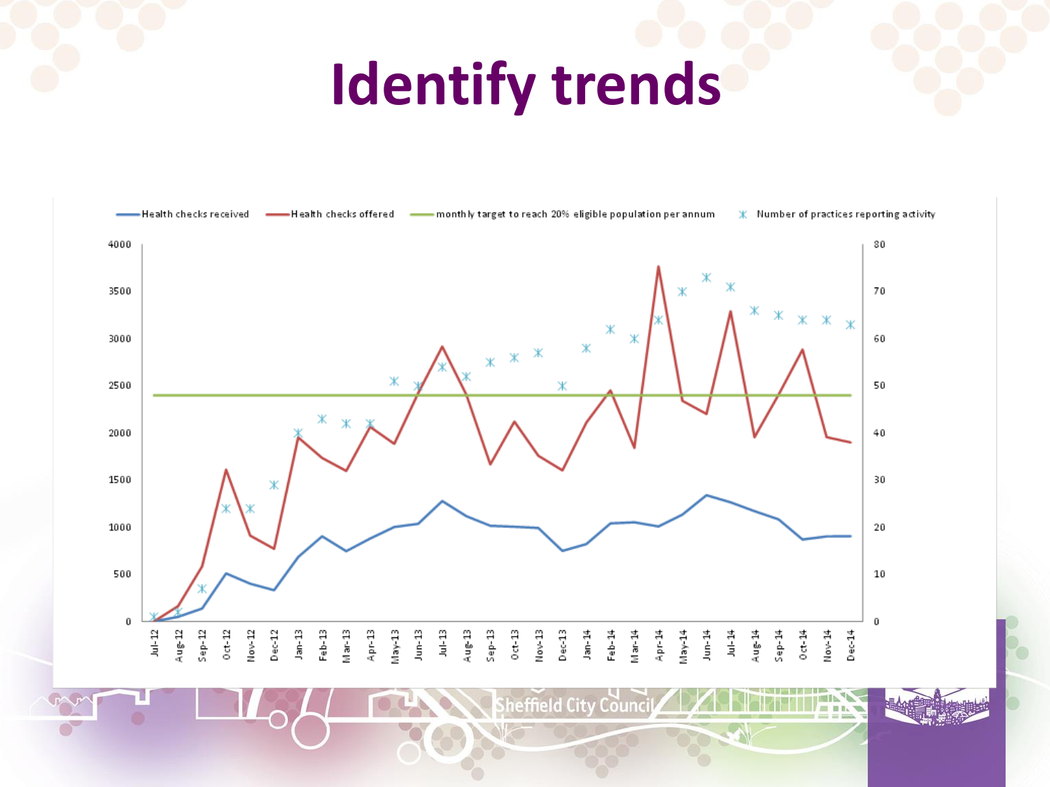# Identify trends

Health checks received | Health checks offered | monthly target to reach 20% eligible population per annum | Number of practices reporting activity

4000, 3500, 3000, 2500, 2000, 1500, 1000, 500, 0

80, 70, 60, 50, 40, 30, 20, 10, 0

Jul-12, Aug-12, Sep-12, Oct-12, Nov-12, Dec-12, Jan-13, Feb-13, Mar-13, Apr-13, May-13, Jun-13, Jul-13, Aug-13, Sep-13, Oct-13, Nov-13, Dec-13, Jan-14, Feb-14, Mar-14, Apr-14, May-14, Jun-14, Jul-14, Aug-14, Sep-14, Oct-14, Nov-14, Dec-14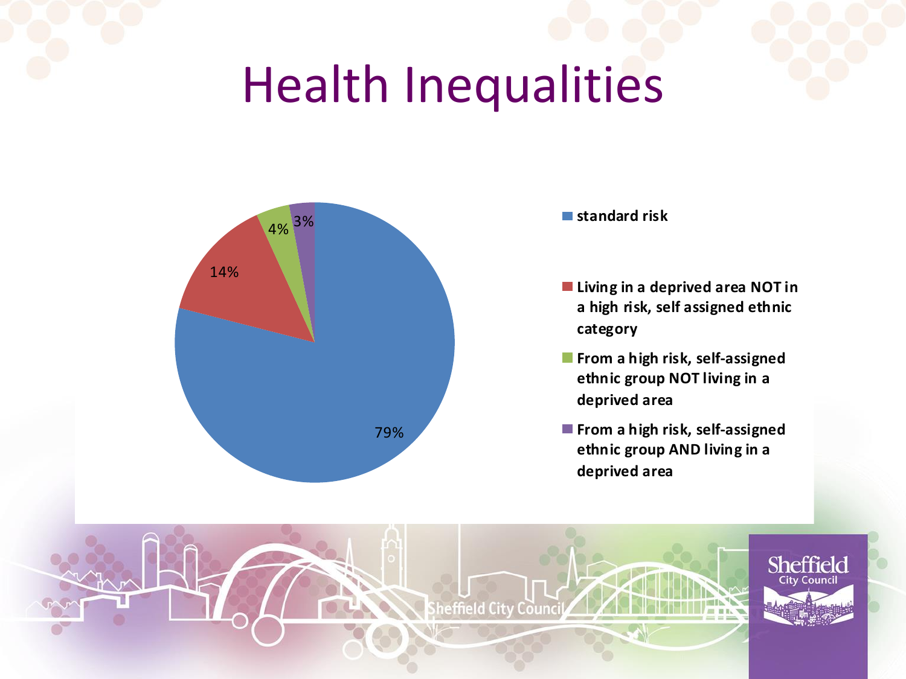# Health Inequalities

| Category | Percentage |
|---|---|
| standard risk | 79% |
| Living in a deprived area NOT in a high risk, self assigned ethnic category | 14% |
| From a high risk, self-assigned ethnic group NOT living in a deprived area | 4% |
| From a high risk, self-assigned ethnic group AND living in a deprived area | 3% |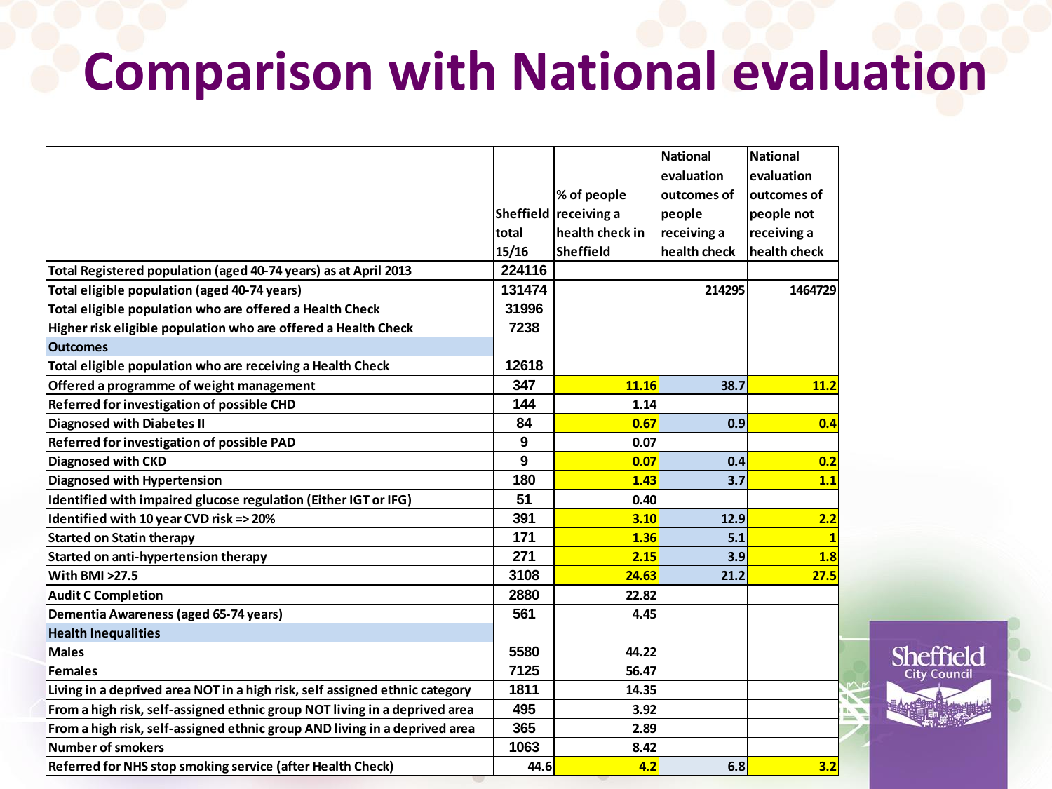# Comparison with National evaluation

| | Sheffield total 15/16 | % of people receiving a health check in Sheffield | National evaluation outcomes of people receiving a health check | National evaluation outcomes of people not receiving a health check |
|---|---|---|---|---|
| Total Registered population (aged 40-74 years) as at April 2013 | 224116 | | | |
| Total eligible population (aged 40-74 years) | 131474 | | 214295 | 1464729 |
| Total eligible population who are offered a Health Check | 31996 | | | |
| Higher risk eligible population who are offered a Health Check | 7238 | | | |
| **Outcomes** | | | | |
| Total eligible population who are receiving a Health Check | 12618 | | | |
| Offered a programme of weight management | 347 | 11.16 | 38.7 | 11.2 |
| Referred for investigation of possible CHD | 144 | 1.14 | | |
| Diagnosed with Diabetes II | 84 | 0.67 | 0.9 | 0.4 |
| Referred for investigation of possible PAD | 9 | 0.07 | | |
| Diagnosed with CKD | 9 | 0.07 | 0.4 | 0.2 |
| Diagnosed with Hypertension | 180 | 1.43 | 3.7 | 1.1 |
| Identified with impaired glucose regulation (Either IGT or IFG) | 51 | 0.40 | | |
| Identified with 10 year CVD risk => 20% | 391 | 3.10 | 12.9 | 2.2 |
| Started on Statin therapy | 171 | 1.36 | 5.1 | 1 |
| Started on anti-hypertension therapy | 271 | 2.15 | 3.9 | 1.8 |
| With BMI >27.5 | 3108 | 24.63 | 21.2 | 27.5 |
| Audit C Completion | 2880 | 22.82 | | |
| Dementia Awareness (aged 65-74 years) | 561 | 4.45 | | |
| **Health Inequalities** | | | | |
| Males | 5580 | 44.22 | | |
| Females | 7125 | 56.47 | | |
| Living in a deprived area NOT in a high risk, self assigned ethnic category | 1811 | 14.35 | | |
| From a high risk, self-assigned ethnic group NOT living in a deprived area | 495 | 3.92 | | |
| From a high risk, self-assigned ethnic group AND living in a deprived area | 365 | 2.89 | | |
| Number of smokers | 1063 | 8.42 | | |
| Referred for NHS stop smoking service (after Health Check) | 44.6 | 4.2 | 6.8 | 3.2 |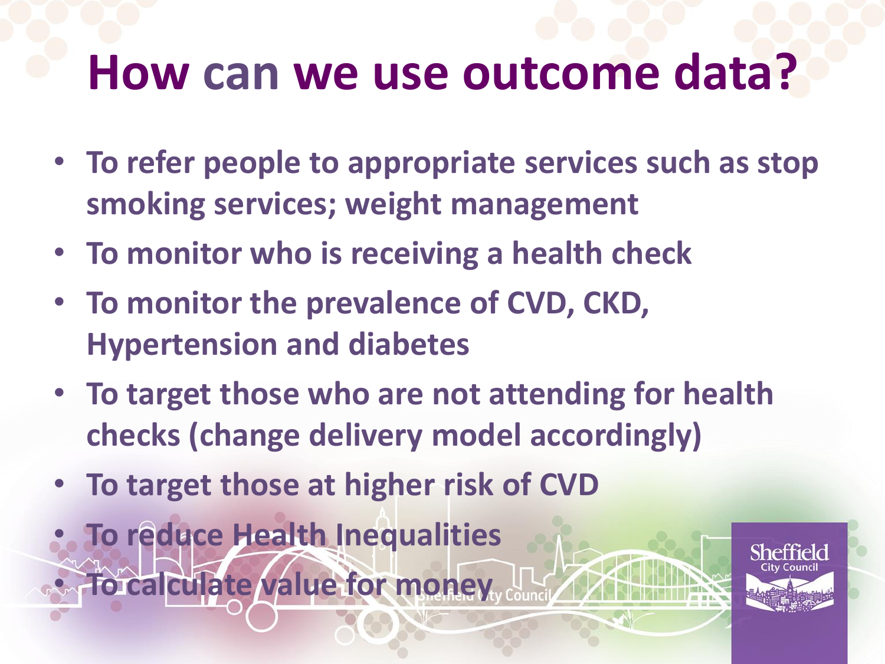# How can we use outcome data?

- To refer people to appropriate services such as stop smoking services; weight management
- To monitor who is receiving a health check
- To monitor the prevalence of CVD, CKD, Hypertension and diabetes
- To target those who are not attending for health checks (change delivery model accordingly)
- To target those at higher risk of CVD
- To reduce Health Inequalities
- To calculate value for money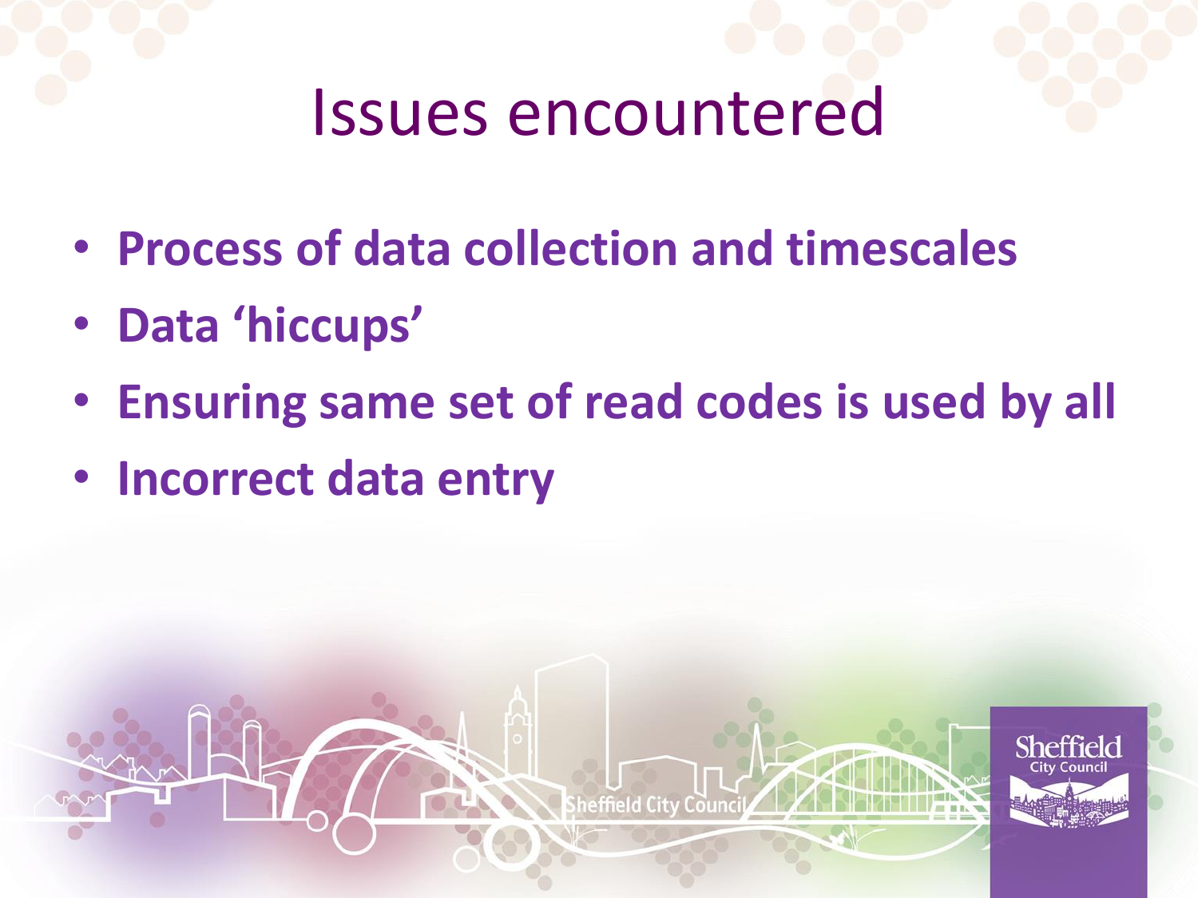# Issues encountered

- **Process of data collection and timescales**
- **Data 'hiccups'**
- **Ensuring same set of read codes is used by all**
- **Incorrect data entry**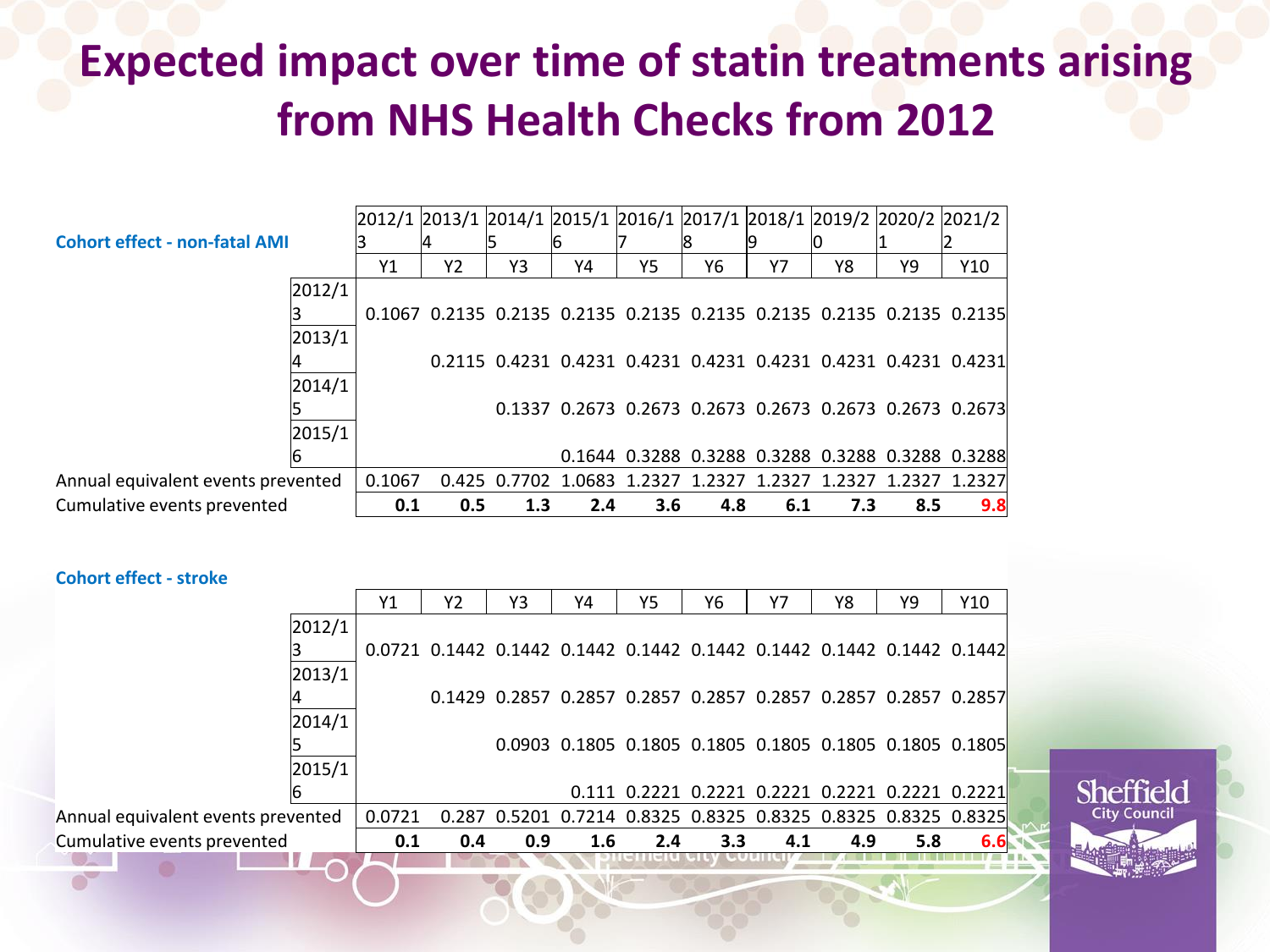# Expected impact over time of statin treatments arising from NHS Health Checks from 2012

**Cohort effect - non-fatal AMI**

| | 2012/13 | 2013/14 | 2014/15 | 2015/16 | 2016/17 | 2017/18 | 2018/19 | 2019/20 | 2020/21 | 2021/22 |
|---|---|---|---|---|---|---|---|---|---|---|
| | Y1 | Y2 | Y3 | Y4 | Y5 | Y6 | Y7 | Y8 | Y9 | Y10 |
| 2012/13 | 0.1067 | 0.2135 | 0.2135 | 0.2135 | 0.2135 | 0.2135 | 0.2135 | 0.2135 | 0.2135 | 0.2135 |
| 2013/14 | | 0.2115 | 0.4231 | 0.4231 | 0.4231 | 0.4231 | 0.4231 | 0.4231 | 0.4231 | 0.4231 |
| 2014/15 | | | 0.1337 | 0.2673 | 0.2673 | 0.2673 | 0.2673 | 0.2673 | 0.2673 | 0.2673 |
| 2015/16 | | | | 0.1644 | 0.3288 | 0.3288 | 0.3288 | 0.3288 | 0.3288 | 0.3288 |
| Annual equivalent events prevented | 0.1067 | 0.425 | 0.7702 | 1.0683 | 1.2327 | 1.2327 | 1.2327 | 1.2327 | 1.2327 | 1.2327 |
| Cumulative events prevented | **0.1** | **0.5** | **1.3** | **2.4** | **3.6** | **4.8** | **6.1** | **7.3** | **8.5** | **9.8** |

**Cohort effect - stroke**

| | Y1 | Y2 | Y3 | Y4 | Y5 | Y6 | Y7 | Y8 | Y9 | Y10 |
|---|---|---|---|---|---|---|---|---|---|---|
| 2012/13 | 0.0721 | 0.1442 | 0.1442 | 0.1442 | 0.1442 | 0.1442 | 0.1442 | 0.1442 | 0.1442 | 0.1442 |
| 2013/14 | | 0.1429 | 0.2857 | 0.2857 | 0.2857 | 0.2857 | 0.2857 | 0.2857 | 0.2857 | 0.2857 |
| 2014/15 | | | 0.0903 | 0.1805 | 0.1805 | 0.1805 | 0.1805 | 0.1805 | 0.1805 | 0.1805 |
| 2015/16 | | | | 0.111 | 0.2221 | 0.2221 | 0.2221 | 0.2221 | 0.2221 | 0.2221 |
| Annual equivalent events prevented | 0.0721 | 0.287 | 0.5201 | 0.7214 | 0.8325 | 0.8325 | 0.8325 | 0.8325 | 0.8325 | 0.8325 |
| Cumulative events prevented | **0.1** | **0.4** | **0.9** | **1.6** | **2.4** | **3.3** | **4.1** | **4.9** | **5.8** | **6.6** |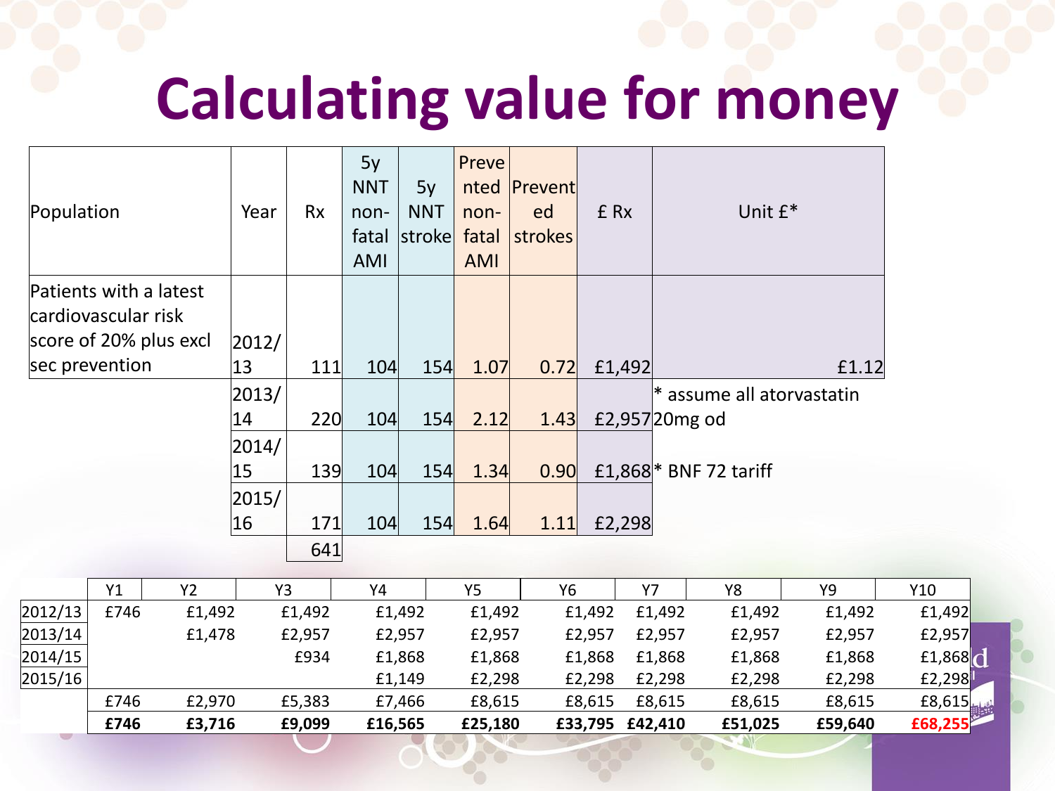# Calculating value for money

| Population | Year | Rx | 5y NNT non-fatal AMI | 5y NNT stroke | Prevented non-fatal AMI | Prevented strokes | £ Rx | Unit £* |
|---|---|---|---|---|---|---|---|---|
| Patients with a latest cardiovascular risk score of 20% plus excl sec prevention | 2012/13 | 111 | 104 | 154 | 1.07 | 0.72 | £1,492 | £1.12 |
| | 2013/14 | 220 | 104 | 154 | 2.12 | 1.43 | £2,957 | * assume all atorvastatin 20mg od |
| | 2014/15 | 139 | 104 | 154 | 1.34 | 0.90 | £1,868 | * BNF 72 tariff |
| | 2015/16 | 171 | 104 | 154 | 1.64 | 1.11 | £2,298 | |
| | | 641 | | | | | | |

| | Y1 | Y2 | Y3 | Y4 | Y5 | Y6 | Y7 | Y8 | Y9 | Y10 |
|---|---|---|---|---|---|---|---|---|---|---|
| 2012/13 | £746 | £1,492 | £1,492 | £1,492 | £1,492 | £1,492 | £1,492 | £1,492 | £1,492 | £1,492 |
| 2013/14 | | £1,478 | £2,957 | £2,957 | £2,957 | £2,957 | £2,957 | £2,957 | £2,957 | £2,957 |
| 2014/15 | | | £934 | £1,868 | £1,868 | £1,868 | £1,868 | £1,868 | £1,868 | £1,868 |
| 2015/16 | | | | £1,149 | £2,298 | £2,298 | £2,298 | £2,298 | £2,298 | £2,298 |
| | £746 | £2,970 | £5,383 | £7,466 | £8,615 | £8,615 | £8,615 | £8,615 | £8,615 | £8,615 |
| | **£746** | **£3,716** | **£9,099** | **£16,565** | **£25,180** | **£33,795** | **£42,410** | **£51,025** | **£59,640** | **£68,255** |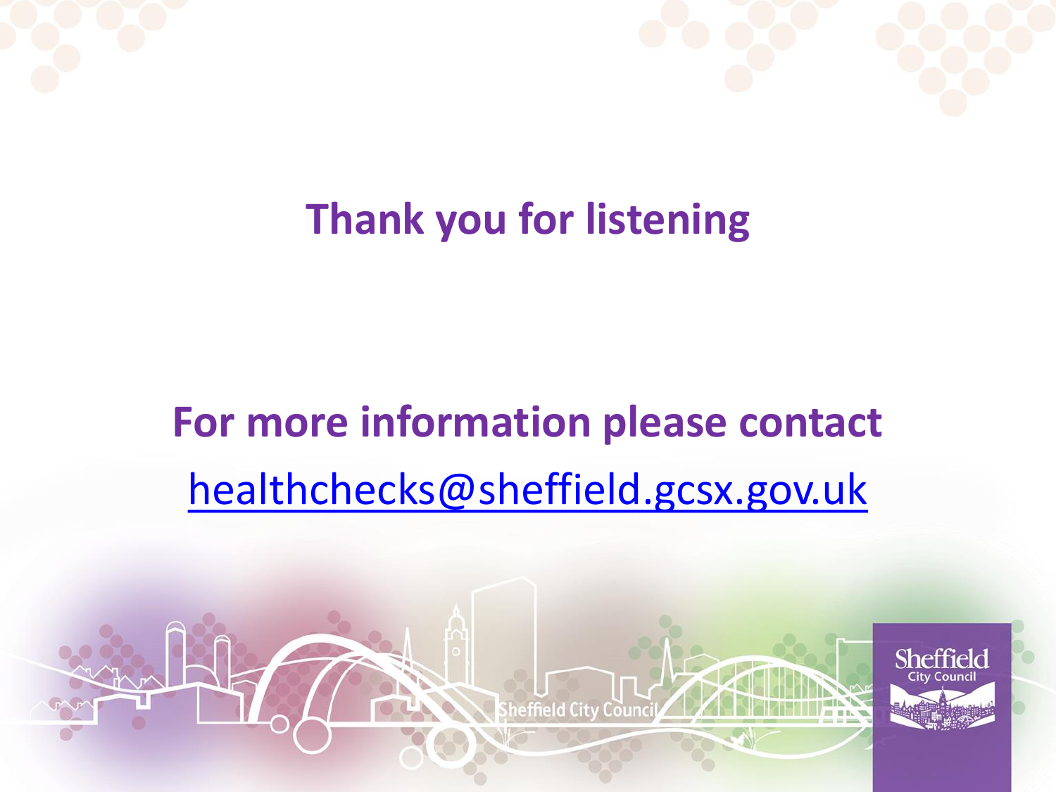# Thank you for listening

## For more information please contact

healthchecks@sheffield.gcsx.gov.uk